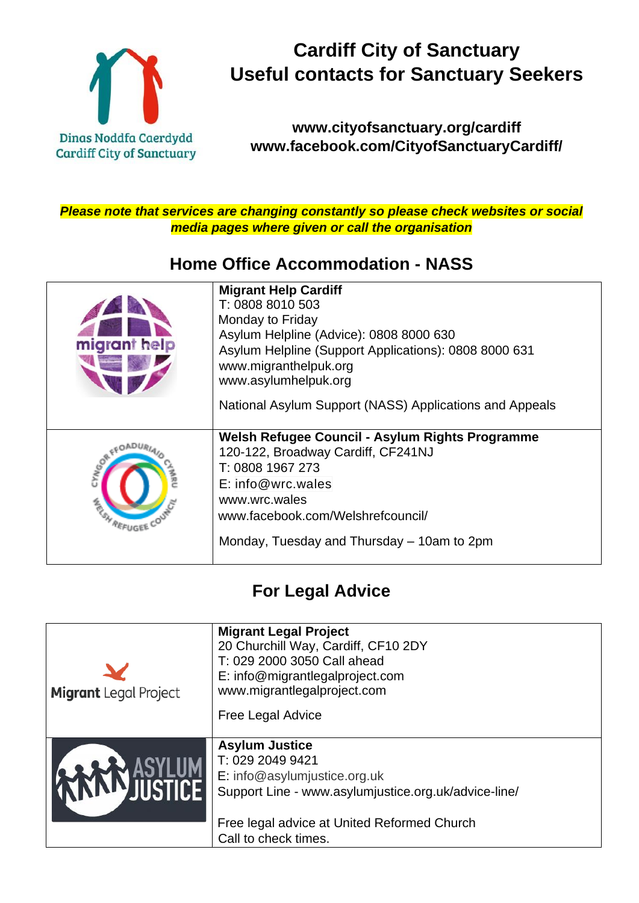# Cardiff City of Sanctuary
# Useful contacts for Sanctuary Seekers

Dinas Noddfa Caerdydd
Cardiff City of Sanctuary

**www.cityofsanctuary.org/cardiff**
**www.facebook.com/CityofSanctuaryCardiff/**

***Please note that services are changing constantly so please check websites or social media pages where given or call the organisation***

## Home Office Accommodation - NASS

| | |
|---|---|
| migrant help | **Migrant Help Cardiff**<br>T: 0808 8010 503<br>Monday to Friday<br>Asylum Helpline (Advice): 0808 8000 630<br>Asylum Helpline (Support Applications): 0808 8000 631<br>www.migranthelpuk.org<br>www.asylumhelpuk.org<br><br>National Asylum Support (NASS) Applications and Appeals |
| Cyngor Ffoaduriaid Cymru – Welsh Refugee Council | **Welsh Refugee Council - Asylum Rights Programme**<br>120-122, Broadway Cardiff, CF241NJ<br>T: 0808 1967 273<br>E: info@wrc.wales<br>www.wrc.wales<br>www.facebook.com/Welshrefcouncil/<br><br>Monday, Tuesday and Thursday – 10am to 2pm |

## For Legal Advice

| | |
|---|---|
| Migrant Legal Project | **Migrant Legal Project**<br>20 Churchill Way, Cardiff, CF10 2DY<br>T: 029 2000 3050 Call ahead<br>E: info@migrantlegalproject.com<br>www.migrantlegalproject.com<br><br>Free Legal Advice |
| Asylum Justice | **Asylum Justice**<br>T: 029 2049 9421<br>E: info@asylumjustice.org.uk<br>Support Line - www.asylumjustice.org.uk/advice-line/<br><br>Free legal advice at United Reformed Church<br>Call to check times. |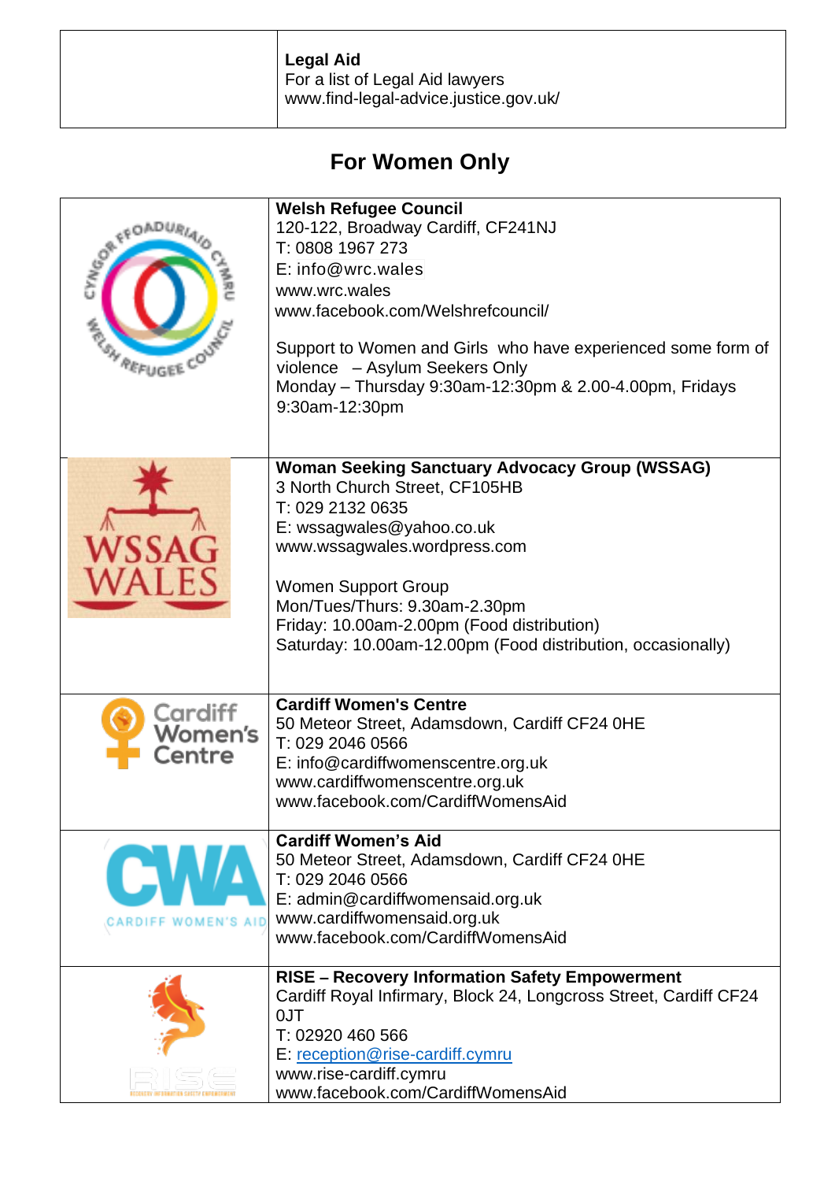| | Legal Aid<br>For a list of Legal Aid lawyers<br>www.find-legal-advice.justice.gov.uk/ |
|---|---|

## For Women Only

| | |
|---|---|
| | **Welsh Refugee Council**<br>120-122, Broadway Cardiff, CF241NJ<br>T: 0808 1967 273<br>E: info@wrc.wales<br>www.wrc.wales<br>www.facebook.com/Welshrefcouncil/<br><br>Support to Women and Girls who have experienced some form of violence – Asylum Seekers Only<br>Monday – Thursday 9:30am-12:30pm & 2.00-4.00pm, Fridays 9:30am-12:30pm |
| | **Woman Seeking Sanctuary Advocacy Group (WSSAG)**<br>3 North Church Street, CF105HB<br>T: 029 2132 0635<br>E: wssagwales@yahoo.co.uk<br>www.wssagwales.wordpress.com<br><br>Women Support Group<br>Mon/Tues/Thurs: 9.30am-2.30pm<br>Friday: 10.00am-2.00pm (Food distribution)<br>Saturday: 10.00am-12.00pm (Food distribution, occasionally) |
| | **Cardiff Women's Centre**<br>50 Meteor Street, Adamsdown, Cardiff CF24 0HE<br>T: 029 2046 0566<br>E: info@cardiffwomenscentre.org.uk<br>www.cardiffwomenscentre.org.uk<br>www.facebook.com/CardiffWomensAid |
| | **Cardiff Women's Aid**<br>50 Meteor Street, Adamsdown, Cardiff CF24 0HE<br>T: 029 2046 0566<br>E: admin@cardiffwomensaid.org.uk<br>www.cardiffwomensaid.org.uk<br>www.facebook.com/CardiffWomensAid |
| | **RISE – Recovery Information Safety Empowerment**<br>Cardiff Royal Infirmary, Block 24, Longcross Street, Cardiff CF24 0JT<br>T: 02920 460 566<br>E: reception@rise-cardiff.cymru<br>www.rise-cardiff.cymru<br>www.facebook.com/CardiffWomensAid |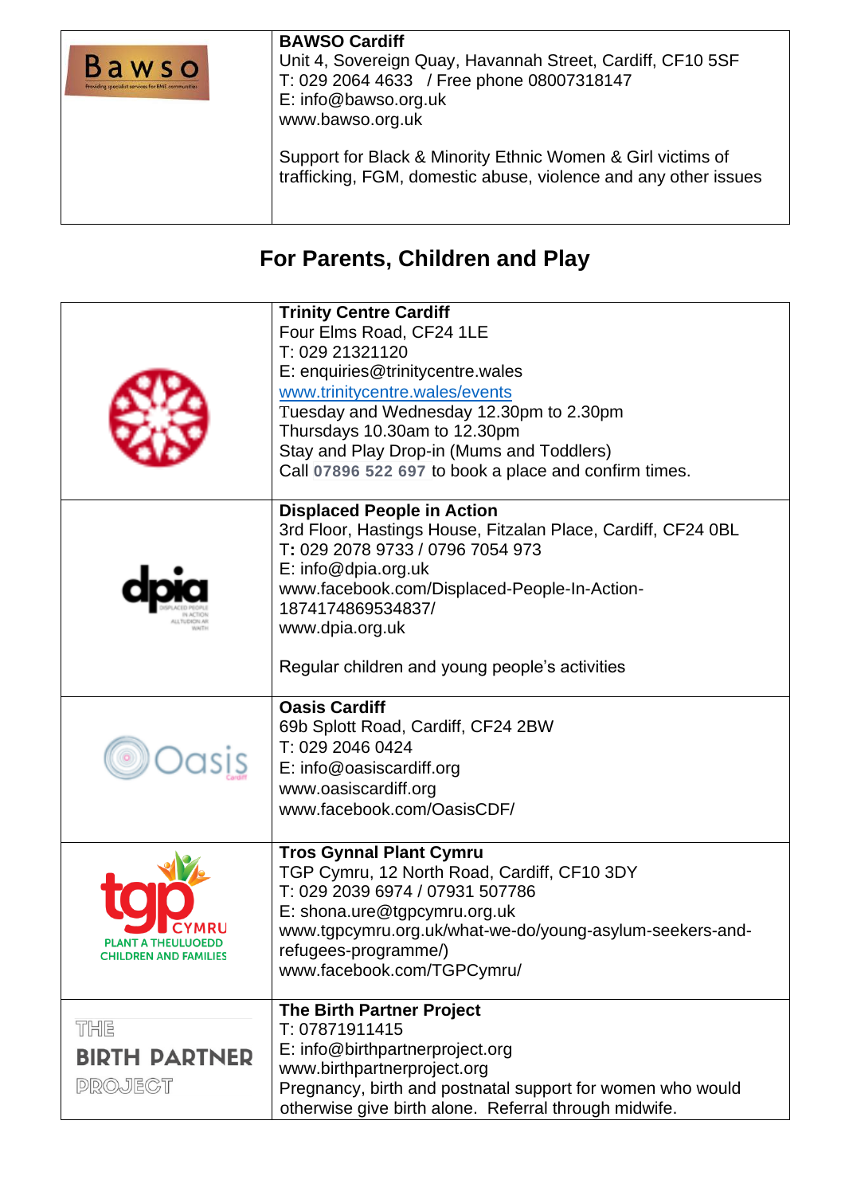| | |
|---|---|
| Bawso<br>Providing specialist services for BME communities | **BAWSO Cardiff**<br>Unit 4, Sovereign Quay, Havannah Street, Cardiff, CF10 5SF<br>T: 029 2064 4633 / Free phone 08007318147<br>E: info@bawso.org.uk<br>www.bawso.org.uk<br><br>Support for Black & Minority Ethnic Women & Girl victims of trafficking, FGM, domestic abuse, violence and any other issues |

## For Parents, Children and Play

| | |
|---|---|
| | **Trinity Centre Cardiff**<br>Four Elms Road, CF24 1LE<br>T: 029 21321120<br>E: enquiries@trinitycentre.wales<br>www.trinitycentre.wales/events<br>Tuesday and Wednesday 12.30pm to 2.30pm<br>Thursdays 10.30am to 12.30pm<br>Stay and Play Drop-in (Mums and Toddlers)<br>Call **07896 522 697** to book a place and confirm times. |
| dpia<br>DISPLACED PEOPLE IN ACTION ALLTUDION AR WAITH | **Displaced People in Action**<br>3rd Floor, Hastings House, Fitzalan Place, Cardiff, CF24 0BL<br>T**:** 029 2078 9733 / 0796 7054 973<br>E: info@dpia.org.uk<br>www.facebook.com/Displaced-People-In-Action-1874174869534837/<br>www.dpia.org.uk<br><br>Regular children and young people's activities |
| Oasis Cardiff | **Oasis Cardiff**<br>69b Splott Road, Cardiff, CF24 2BW<br>T: 029 2046 0424<br>E: info@oasiscardiff.org<br>www.oasiscardiff.org<br>www.facebook.com/OasisCDF/ |
| tgp CYMRU<br>PLANT A THEULUOEDD<br>CHILDREN AND FAMILIES | **Tros Gynnal Plant Cymru**<br>TGP Cymru, 12 North Road, Cardiff, CF10 3DY<br>T: 029 2039 6974 / 07931 507786<br>E: shona.ure@tgpcymru.org.uk<br>www.tgpcymru.org.uk/what-we-do/young-asylum-seekers-and-refugees-programme/)<br>www.facebook.com/TGPCymru/ |
| THE BIRTH PARTNER PROJECT | **The Birth Partner Project**<br>T: 07871911415<br>E: info@birthpartnerproject.org<br>www.birthpartnerproject.org<br>Pregnancy, birth and postnatal support for women who would otherwise give birth alone. Referral through midwife. |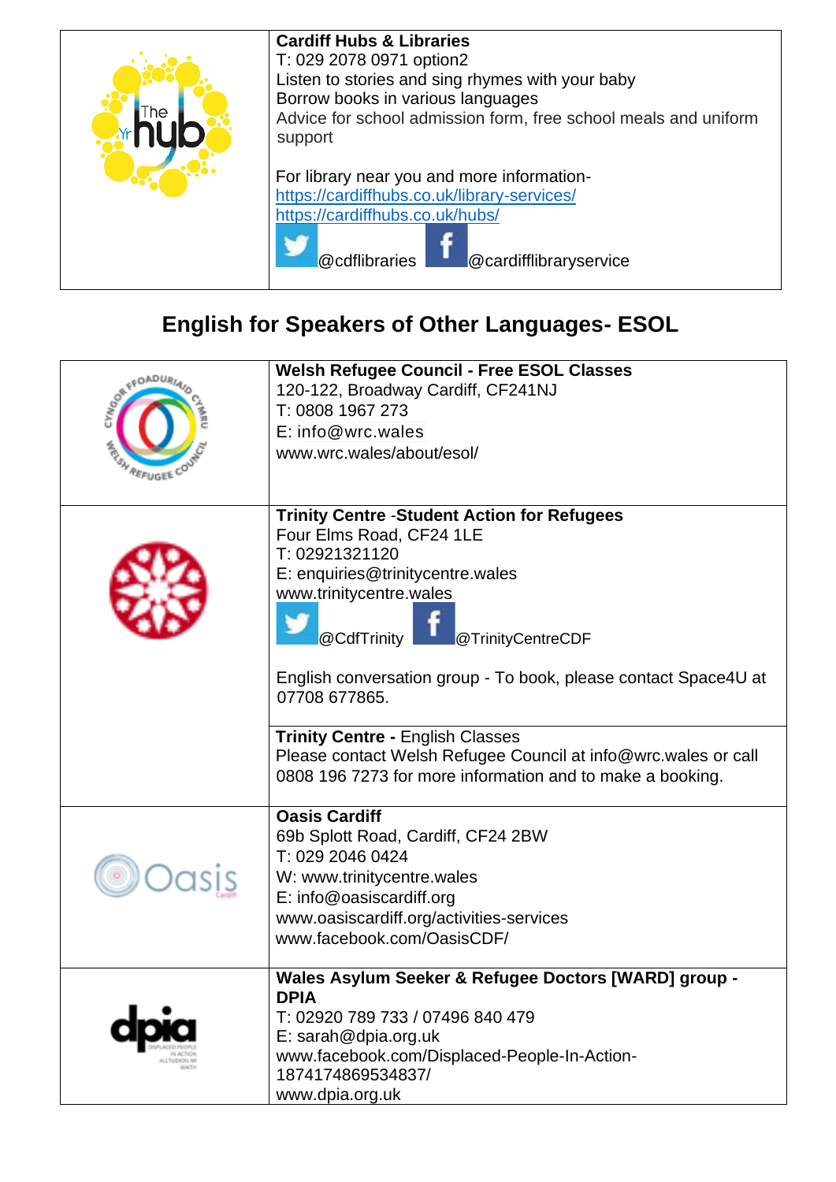| | |
|---|---|
| | **Cardiff Hubs & Libraries**<br>T: 029 2078 0971 option2<br>Listen to stories and sing rhymes with your baby<br>Borrow books in various languages<br>Advice for school admission form, free school meals and uniform support<br><br>For library near you and more information-<br>https://cardiffhubs.co.uk/library-services/<br>https://cardiffhubs.co.uk/hubs/<br>@cdflibraries @cardifflibraryservice |

## English for Speakers of Other Languages- ESOL

| | |
|---|---|
| | **Welsh Refugee Council - Free ESOL Classes**<br>120-122, Broadway Cardiff, CF241NJ<br>T: 0808 1967 273<br>E: info@wrc.wales<br>www.wrc.wales/about/esol/ |
| | **Trinity Centre** -**Student Action for Refugees**<br>Four Elms Road, CF24 1LE<br>T: 02921321120<br>E: enquiries@trinitycentre.wales<br>www.trinitycentre.wales<br>@CdfTrinity @TrinityCentreCDF<br><br>English conversation group - To book, please contact Space4U at 07708 677865. |
| | **Trinity Centre -** English Classes<br>Please contact Welsh Refugee Council at info@wrc.wales or call 0808 196 7273 for more information and to make a booking. |
| | **Oasis Cardiff**<br>69b Splott Road, Cardiff, CF24 2BW<br>T: 029 2046 0424<br>W: www.trinitycentre.wales<br>E: info@oasiscardiff.org<br>www.oasiscardiff.org/activities-services<br>www.facebook.com/OasisCDF/ |
| | **Wales Asylum Seeker & Refugee Doctors [WARD] group - DPIA**<br>T: 02920 789 733 / 07496 840 479<br>E: sarah@dpia.org.uk<br>www.facebook.com/Displaced-People-In-Action-1874174869534837/<br>www.dpia.org.uk |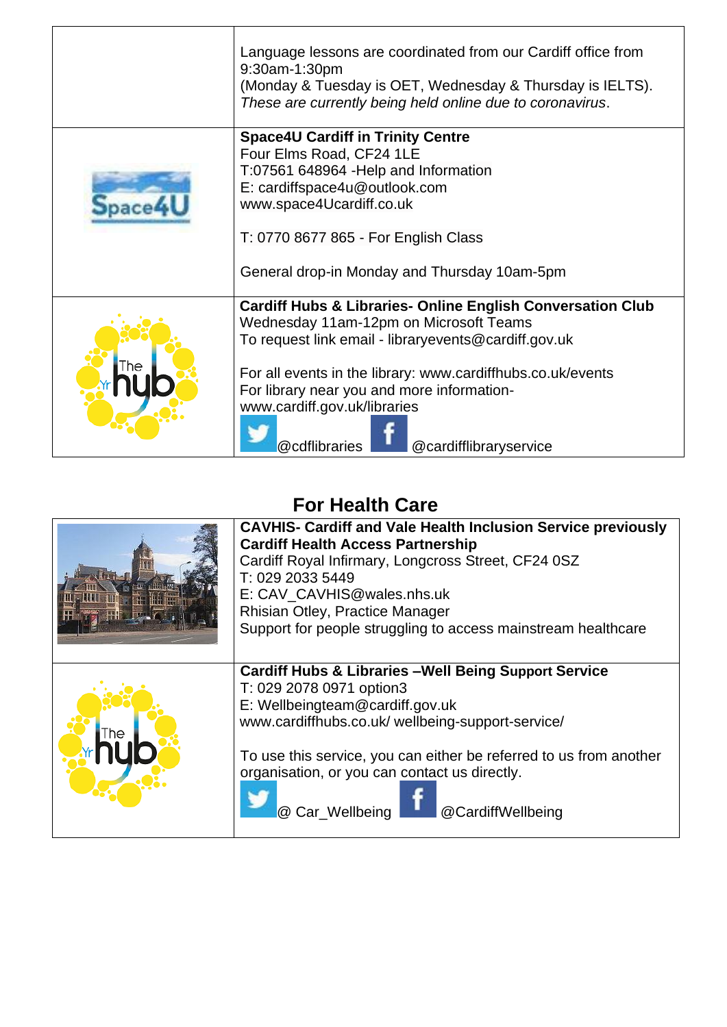| | |
|---|---|
| | Language lessons are coordinated from our Cardiff office from 9:30am-1:30pm<br>(Monday & Tuesday is OET, Wednesday & Thursday is IELTS).<br>*These are currently being held online due to coronavirus*. |
| | **Space4U Cardiff in Trinity Centre**<br>Four Elms Road, CF24 1LE<br>T:07561 648964 -Help and Information<br>E: cardiffspace4u@outlook.com<br>www.space4Ucardiff.co.uk<br><br>T: 0770 8677 865 - For English Class<br><br>General drop-in Monday and Thursday 10am-5pm |
| | **Cardiff Hubs & Libraries- Online English Conversation Club**<br>Wednesday 11am-12pm on Microsoft Teams<br>To request link email - libraryevents@cardiff.gov.uk<br><br>For all events in the library: www.cardiffhubs.co.uk/events<br>For library near you and more information- www.cardiff.gov.uk/libraries<br>@cdflibraries @cardifflibraryservice |

## For Health Care

| | |
|---|---|
| | **CAVHIS- Cardiff and Vale Health Inclusion Service previously Cardiff Health Access Partnership**<br>Cardiff Royal Infirmary, Longcross Street, CF24 0SZ<br>T: 029 2033 5449<br>E: CAV_CAVHIS@wales.nhs.uk<br>Rhisian Otley, Practice Manager<br>Support for people struggling to access mainstream healthcare |
| | **Cardiff Hubs & Libraries –Well Being Support Service**<br>T: 029 2078 0971 option3<br>E: Wellbeingteam@cardiff.gov.uk<br>www.cardiffhubs.co.uk/ wellbeing-support-service/<br><br>To use this service, you can either be referred to us from another organisation, or you can contact us directly.<br>@ Car_Wellbeing @CardiffWellbeing |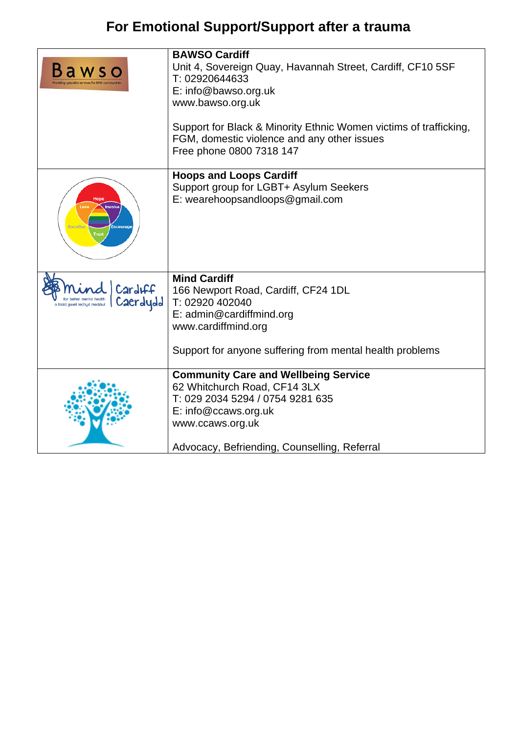# For Emotional Support/Support after a trauma

| | |
|---|---|
| Bawso<br>Providing specialist services for BME communities | **BAWSO Cardiff**<br>Unit 4, Sovereign Quay, Havannah Street, Cardiff, CF10 5SF<br>T: 02920644633<br>E: info@bawso.org.uk<br>www.bawso.org.uk<br><br>Support for Black & Minority Ethnic Women victims of trafficking, FGM, domestic violence and any other issues<br>Free phone 0800 7318 147 |
| Hope, Love, Involve, Socialise, Encourage, Trust | **Hoops and Loops Cardiff**<br>Support group for LGBT+ Asylum Seekers<br>E: wearehoopsandloops@gmail.com |
| mind for better mental health / o blaid gwell iechyd meddwl \| Cardiff Caerdydd | **Mind Cardiff**<br>166 Newport Road, Cardiff, CF24 1DL<br>T: 02920 402040<br>E: admin@cardiffmind.org<br>www.cardiffmind.org<br><br>Support for anyone suffering from mental health problems |
| | **Community Care and Wellbeing Service**<br>62 Whitchurch Road, CF14 3LX<br>T: 029 2034 5294 / 0754 9281 635<br>E: info@ccaws.org.uk<br>www.ccaws.org.uk<br><br>Advocacy, Befriending, Counselling, Referral |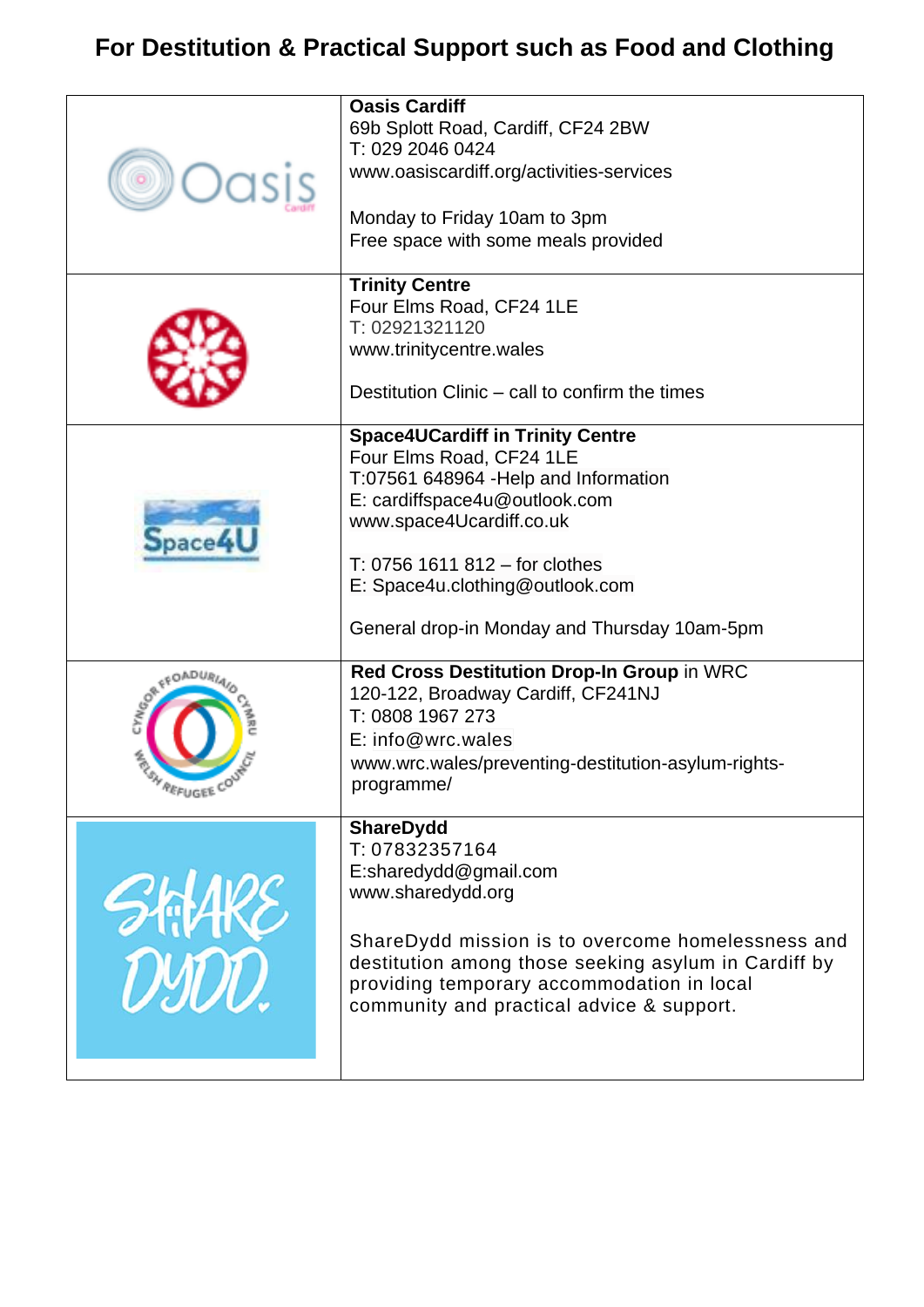# For Destitution & Practical Support such as Food and Clothing

| | |
|---|---|
| | **Oasis Cardiff**<br>69b Splott Road, Cardiff, CF24 2BW<br>T: 029 2046 0424<br>www.oasiscardiff.org/activities-services<br><br>Monday to Friday 10am to 3pm<br>Free space with some meals provided |
| | **Trinity Centre**<br>Four Elms Road, CF24 1LE<br>T: 02921321120<br>www.trinitycentre.wales<br><br>Destitution Clinic – call to confirm the times |
| | **Space4UCardiff in Trinity Centre**<br>Four Elms Road, CF24 1LE<br>T:07561 648964 -Help and Information<br>E: cardiffspace4u@outlook.com<br>www.space4Ucardiff.co.uk<br><br>T: 0756 1611 812 – for clothes<br>E: Space4u.clothing@outlook.com<br><br>General drop-in Monday and Thursday 10am-5pm |
| | **Red Cross Destitution Drop-In Group** in WRC<br>120-122, Broadway Cardiff, CF241NJ<br>T: 0808 1967 273<br>E: info@wrc.wales<br>www.wrc.wales/preventing-destitution-asylum-rights-programme/ |
| | **ShareDydd**<br>T: 07832357164<br>E:sharedydd@gmail.com<br>www.sharedydd.org<br><br>ShareDydd mission is to overcome homelessness and destitution among those seeking asylum in Cardiff by providing temporary accommodation in local community and practical advice & support. |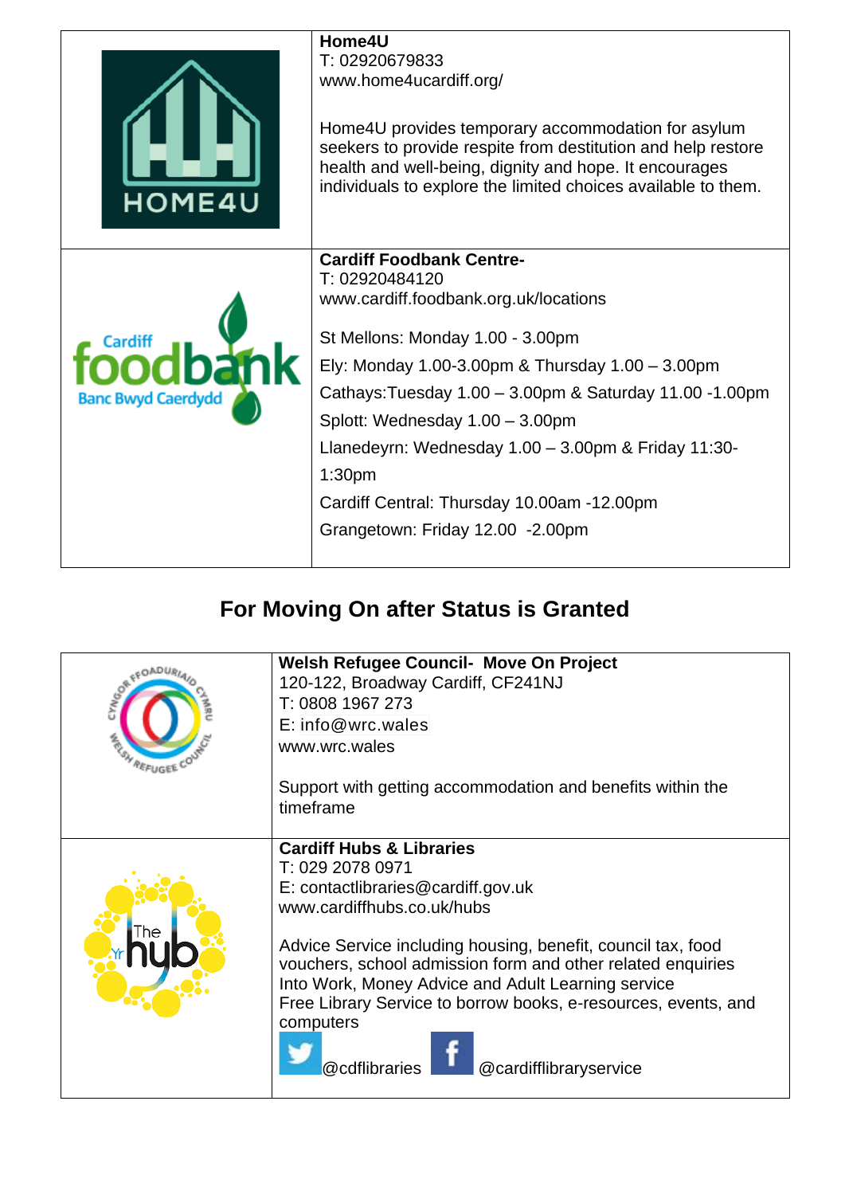| | |
|---|---|
| | **Home4U**<br>T: 02920679833<br>www.home4ucardiff.org/<br><br>Home4U provides temporary accommodation for asylum seekers to provide respite from destitution and help restore health and well-being, dignity and hope. It encourages individuals to explore the limited choices available to them. |
| | **Cardiff Foodbank Centre-**<br>T: 02920484120<br>www.cardiff.foodbank.org.uk/locations<br><br>St Mellons: Monday 1.00 - 3.00pm<br>Ely: Monday 1.00-3.00pm & Thursday 1.00 – 3.00pm<br>Cathays:Tuesday 1.00 – 3.00pm & Saturday 11.00 -1.00pm<br>Splott: Wednesday 1.00 – 3.00pm<br>Llanedeyrn: Wednesday 1.00 – 3.00pm & Friday 11:30-1:30pm<br>Cardiff Central: Thursday 10.00am -12.00pm<br>Grangetown: Friday 12.00 -2.00pm |

## For Moving On after Status is Granted

| | |
|---|---|
| | **Welsh Refugee Council- Move On Project**<br>120-122, Broadway Cardiff, CF241NJ<br>T: 0808 1967 273<br>E: info@wrc.wales<br>www.wrc.wales<br><br>Support with getting accommodation and benefits within the timeframe |
| | **Cardiff Hubs & Libraries**<br>T: 029 2078 0971<br>E: contactlibraries@cardiff.gov.uk<br>www.cardiffhubs.co.uk/hubs<br><br>Advice Service including housing, benefit, council tax, food vouchers, school admission form and other related enquiries<br>Into Work, Money Advice and Adult Learning service<br>Free Library Service to borrow books, e-resources, events, and computers<br>@cdflibraries @cardifflibraryservice |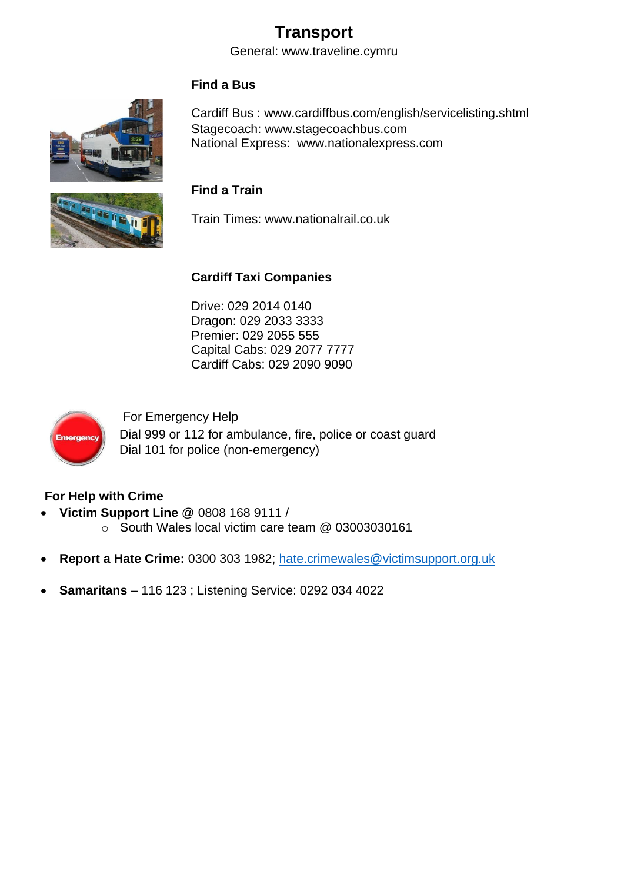# Transport

General: www.traveline.cymru

| | |
|---|---|
| | **Find a Bus**<br><br>Cardiff Bus : www.cardiffbus.com/english/servicelisting.shtml<br>Stagecoach: www.stagecoachbus.com<br>National Express: www.nationalexpress.com |
| | **Find a Train**<br><br>Train Times: www.nationalrail.co.uk |
| | **Cardiff Taxi Companies**<br><br>Drive: 029 2014 0140<br>Dragon: 029 2033 3333<br>Premier: 029 2055 555<br>Capital Cabs: 029 2077 7777<br>Cardiff Cabs: 029 2090 9090 |

For Emergency Help
Dial 999 or 112 for ambulance, fire, police or coast guard
Dial 101 for police (non-emergency)

**For Help with Crime**

- **Victim Support Line** @ 0808 168 9111 /
  - South Wales local victim care team @ 03003030161
- **Report a Hate Crime:** 0300 303 1982; hate.crimewales@victimsupport.org.uk
- **Samaritans** – 116 123 ; Listening Service: 0292 034 4022